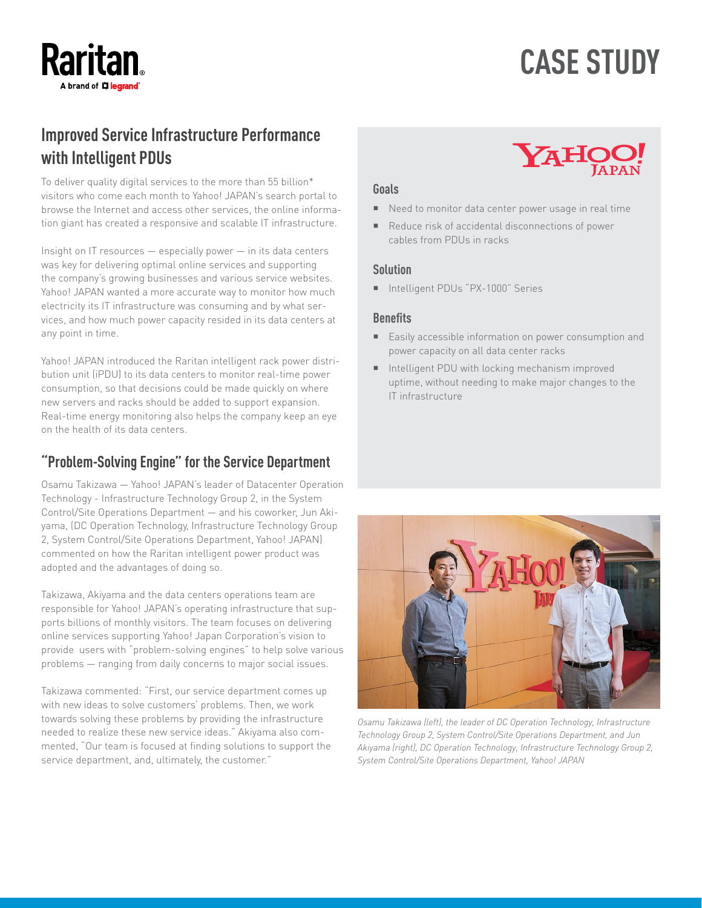# CASE STUDY

## Improved Service Infrastructure Performance with Intelligent PDUs

To deliver quality digital services to the more than 55 billion* visitors who come each month to Yahoo! JAPAN's search portal to browse the Internet and access other services, the online information giant has created a responsive and scalable IT infrastructure.

Insight on IT resources — especially power — in its data centers was key for delivering optimal online services and supporting the company's growing businesses and various service websites. Yahoo! JAPAN wanted a more accurate way to monitor how much electricity its IT infrastructure was consuming and by what services, and how much power capacity resided in its data centers at any point in time.

Yahoo! JAPAN introduced the Raritan intelligent rack power distribution unit (iPDU) to its data centers to monitor real-time power consumption, so that decisions could be made quickly on where new servers and racks should be added to support expansion. Real-time energy monitoring also helps the company keep an eye on the health of its data centers.

## "Problem-Solving Engine" for the Service Department

Osamu Takizawa — Yahoo! JAPAN's leader of Datacenter Operation Technology - Infrastructure Technology Group 2, in the System Control/Site Operations Department — and his coworker, Jun Akiyama, (DC Operation Technology, Infrastructure Technology Group 2, System Control/Site Operations Department, Yahoo! JAPAN) commented on how the Raritan intelligent power product was adopted and the advantages of doing so.

Takizawa, Akiyama and the data centers operations team are responsible for Yahoo! JAPAN's operating infrastructure that supports billions of monthly visitors. The team focuses on delivering online services supporting Yahoo! Japan Corporation's vision to provide users with "problem-solving engines" to help solve various problems — ranging from daily concerns to major social issues.

Takizawa commented: "First, our service department comes up with new ideas to solve customers' problems. Then, we work towards solving these problems by providing the infrastructure needed to realize these new service ideas." Akiyama also commented, "Our team is focused at finding solutions to support the service department, and, ultimately, the customer."

### Goals

- Need to monitor data center power usage in real time
- Reduce risk of accidental disconnections of power cables from PDUs in racks

### Solution

- Intelligent PDUs "PX-1000" Series

### Benefits

- Easily accessible information on power consumption and power capacity on all data center racks
- Intelligent PDU with locking mechanism improved uptime, without needing to make major changes to the IT infrastructure

*Osamu Takizawa (left), the leader of DC Operation Technology, Infrastructure Technology Group 2, System Control/Site Operations Department, and Jun Akiyama (right), DC Operation Technology, Infrastructure Technology Group 2, System Control/Site Operations Department, Yahoo! JAPAN*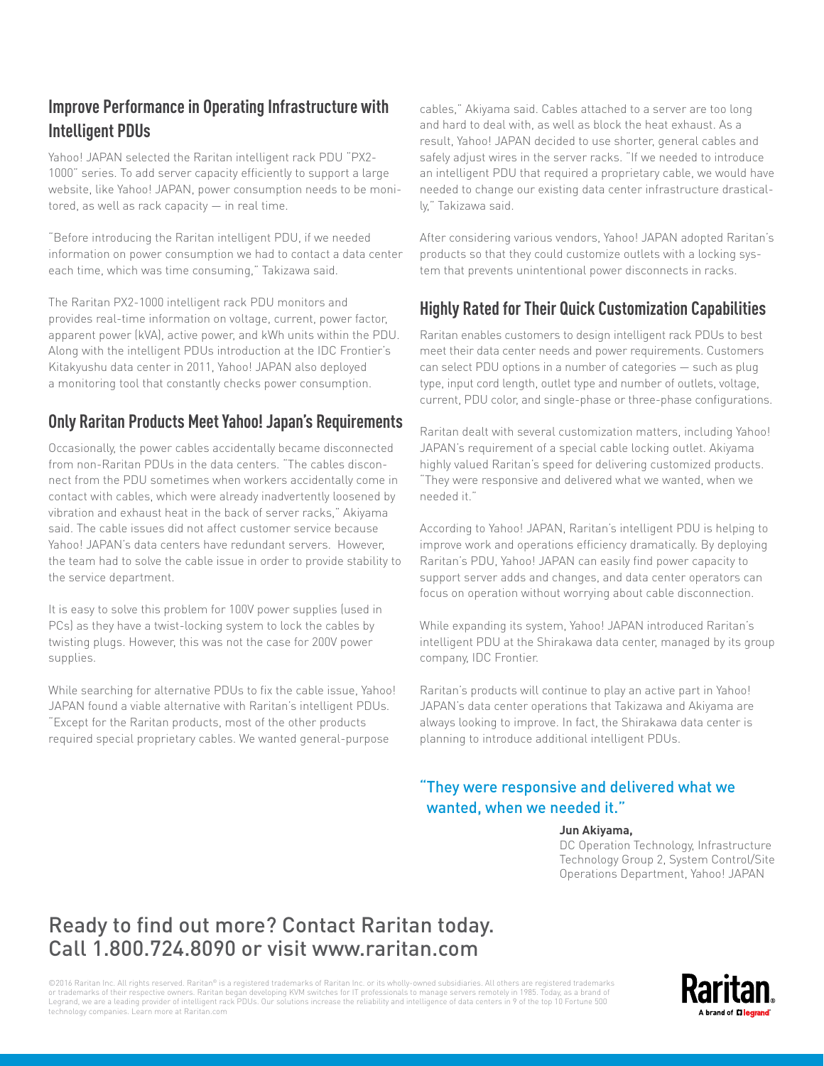## Improve Performance in Operating Infrastructure with Intelligent PDUs

Yahoo! JAPAN selected the Raritan intelligent rack PDU "PX2-1000" series. To add server capacity efficiently to support a large website, like Yahoo! JAPAN, power consumption needs to be monitored, as well as rack capacity — in real time.

"Before introducing the Raritan intelligent PDU, if we needed information on power consumption we had to contact a data center each time, which was time consuming," Takizawa said.

The Raritan PX2-1000 intelligent rack PDU monitors and provides real-time information on voltage, current, power factor, apparent power (kVA), active power, and kWh units within the PDU. Along with the intelligent PDUs introduction at the IDC Frontier's Kitakyushu data center in 2011, Yahoo! JAPAN also deployed a monitoring tool that constantly checks power consumption.

## Only Raritan Products Meet Yahoo! Japan's Requirements

Occasionally, the power cables accidentally became disconnected from non-Raritan PDUs in the data centers. "The cables disconnect from the PDU sometimes when workers accidentally come in contact with cables, which were already inadvertently loosened by vibration and exhaust heat in the back of server racks," Akiyama said. The cable issues did not affect customer service because Yahoo! JAPAN's data centers have redundant servers. However, the team had to solve the cable issue in order to provide stability to the service department.

It is easy to solve this problem for 100V power supplies (used in PCs) as they have a twist-locking system to lock the cables by twisting plugs. However, this was not the case for 200V power supplies.

While searching for alternative PDUs to fix the cable issue, Yahoo! JAPAN found a viable alternative with Raritan's intelligent PDUs. "Except for the Raritan products, most of the other products required special proprietary cables. We wanted general-purpose cables," Akiyama said. Cables attached to a server are too long and hard to deal with, as well as block the heat exhaust. As a result, Yahoo! JAPAN decided to use shorter, general cables and safely adjust wires in the server racks. "If we needed to introduce an intelligent PDU that required a proprietary cable, we would have needed to change our existing data center infrastructure drastically," Takizawa said.

After considering various vendors, Yahoo! JAPAN adopted Raritan's products so that they could customize outlets with a locking system that prevents unintentional power disconnects in racks.

## Highly Rated for Their Quick Customization Capabilities

Raritan enables customers to design intelligent rack PDUs to best meet their data center needs and power requirements. Customers can select PDU options in a number of categories — such as plug type, input cord length, outlet type and number of outlets, voltage, current, PDU color, and single-phase or three-phase configurations.

Raritan dealt with several customization matters, including Yahoo! JAPAN's requirement of a special cable locking outlet. Akiyama highly valued Raritan's speed for delivering customized products. "They were responsive and delivered what we wanted, when we needed it."

According to Yahoo! JAPAN, Raritan's intelligent PDU is helping to improve work and operations efficiency dramatically. By deploying Raritan's PDU, Yahoo! JAPAN can easily find power capacity to support server adds and changes, and data center operators can focus on operation without worrying about cable disconnection.

While expanding its system, Yahoo! JAPAN introduced Raritan's intelligent PDU at the Shirakawa data center, managed by its group company, IDC Frontier.

Raritan's products will continue to play an active part in Yahoo! JAPAN's data center operations that Takizawa and Akiyama are always looking to improve. In fact, the Shirakawa data center is planning to introduce additional intelligent PDUs.

"They were responsive and delivered what we wanted, when we needed it."

**Jun Akiyama,**
DC Operation Technology, Infrastructure Technology Group 2, System Control/Site Operations Department, Yahoo! JAPAN

## Ready to find out more? Contact Raritan today. Call 1.800.724.8090 or visit www.raritan.com

©2016 Raritan Inc. All rights reserved. Raritan® is a registered trademarks of Raritan Inc. or its wholly-owned subsidiaries. All others are registered trademarks or trademarks of their respective owners. Raritan began developing KVM switches for IT professionals to manage servers remotely in 1985. Today, as a brand of Legrand, we are a leading provider of intelligent rack PDUs. Our solutions increase the reliability and intelligence of data centers in 9 of the top 10 Fortune 500 technology companies. Learn more at Raritan.com

Raritan. A brand of legrand